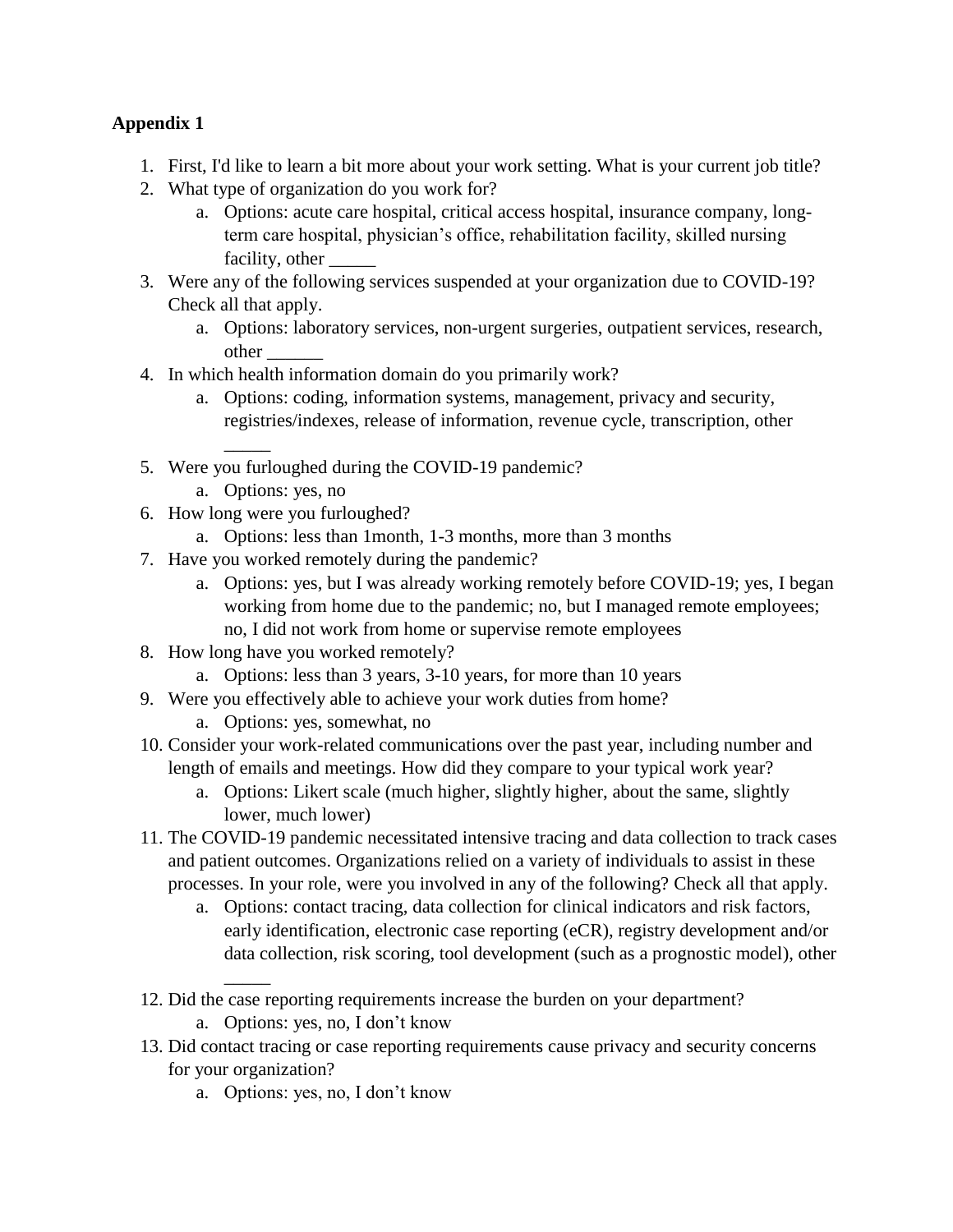**Appendix 1**

1. First, I'd like to learn a bit more about your work setting. What is your current job title?
2. What type of organization do you work for?
    a. Options: acute care hospital, critical access hospital, insurance company, long-term care hospital, physician's office, rehabilitation facility, skilled nursing facility, other _____
3. Were any of the following services suspended at your organization due to COVID-19? Check all that apply.
    a. Options: laboratory services, non-urgent surgeries, outpatient services, research, other ______
4. In which health information domain do you primarily work?
    a. Options: coding, information systems, management, privacy and security, registries/indexes, release of information, revenue cycle, transcription, other _____
5. Were you furloughed during the COVID-19 pandemic?
    a. Options: yes, no
6. How long were you furloughed?
    a. Options: less than 1month, 1-3 months, more than 3 months
7. Have you worked remotely during the pandemic?
    a. Options: yes, but I was already working remotely before COVID-19; yes, I began working from home due to the pandemic; no, but I managed remote employees; no, I did not work from home or supervise remote employees
8. How long have you worked remotely?
    a. Options: less than 3 years, 3-10 years, for more than 10 years
9. Were you effectively able to achieve your work duties from home?
    a. Options: yes, somewhat, no
10. Consider your work-related communications over the past year, including number and length of emails and meetings. How did they compare to your typical work year?
    a. Options: Likert scale (much higher, slightly higher, about the same, slightly lower, much lower)
11. The COVID-19 pandemic necessitated intensive tracing and data collection to track cases and patient outcomes. Organizations relied on a variety of individuals to assist in these processes. In your role, were you involved in any of the following? Check all that apply.
    a. Options: contact tracing, data collection for clinical indicators and risk factors, early identification, electronic case reporting (eCR), registry development and/or data collection, risk scoring, tool development (such as a prognostic model), other _____
12. Did the case reporting requirements increase the burden on your department?
    a. Options: yes, no, I don't know
13. Did contact tracing or case reporting requirements cause privacy and security concerns for your organization?
    a. Options: yes, no, I don't know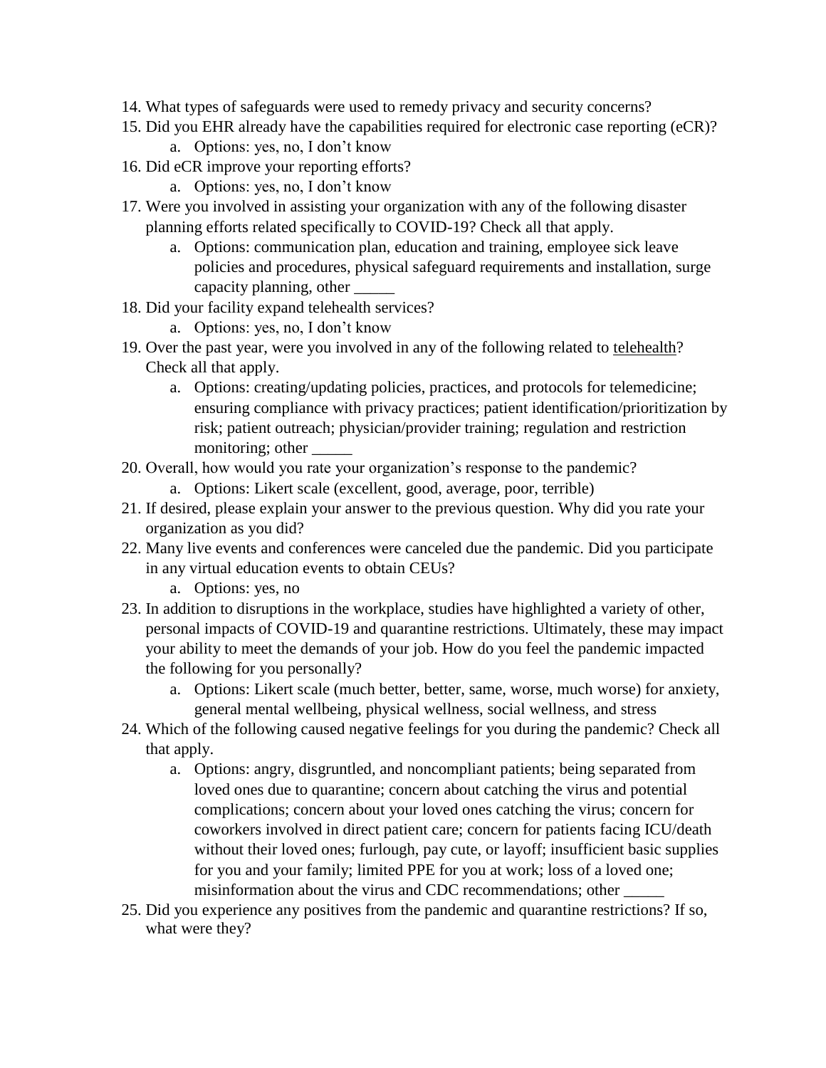14. What types of safeguards were used to remedy privacy and security concerns?
15. Did you EHR already have the capabilities required for electronic case reporting (eCR)?
    a. Options: yes, no, I don't know
16. Did eCR improve your reporting efforts?
    a. Options: yes, no, I don't know
17. Were you involved in assisting your organization with any of the following disaster planning efforts related specifically to COVID-19? Check all that apply.
    a. Options: communication plan, education and training, employee sick leave policies and procedures, physical safeguard requirements and installation, surge capacity planning, other _____
18. Did your facility expand telehealth services?
    a. Options: yes, no, I don't know
19. Over the past year, were you involved in any of the following related to <u>telehealth</u>? Check all that apply.
    a. Options: creating/updating policies, practices, and protocols for telemedicine; ensuring compliance with privacy practices; patient identification/prioritization by risk; patient outreach; physician/provider training; regulation and restriction monitoring; other _____
20. Overall, how would you rate your organization's response to the pandemic?
    a. Options: Likert scale (excellent, good, average, poor, terrible)
21. If desired, please explain your answer to the previous question. Why did you rate your organization as you did?
22. Many live events and conferences were canceled due the pandemic. Did you participate in any virtual education events to obtain CEUs?
    a. Options: yes, no
23. In addition to disruptions in the workplace, studies have highlighted a variety of other, personal impacts of COVID-19 and quarantine restrictions. Ultimately, these may impact your ability to meet the demands of your job. How do you feel the pandemic impacted the following for you personally?
    a. Options: Likert scale (much better, better, same, worse, much worse) for anxiety, general mental wellbeing, physical wellness, social wellness, and stress
24. Which of the following caused negative feelings for you during the pandemic? Check all that apply.
    a. Options: angry, disgruntled, and noncompliant patients; being separated from loved ones due to quarantine; concern about catching the virus and potential complications; concern about your loved ones catching the virus; concern for coworkers involved in direct patient care; concern for patients facing ICU/death without their loved ones; furlough, pay cute, or layoff; insufficient basic supplies for you and your family; limited PPE for you at work; loss of a loved one; misinformation about the virus and CDC recommendations; other _____
25. Did you experience any positives from the pandemic and quarantine restrictions? If so, what were they?